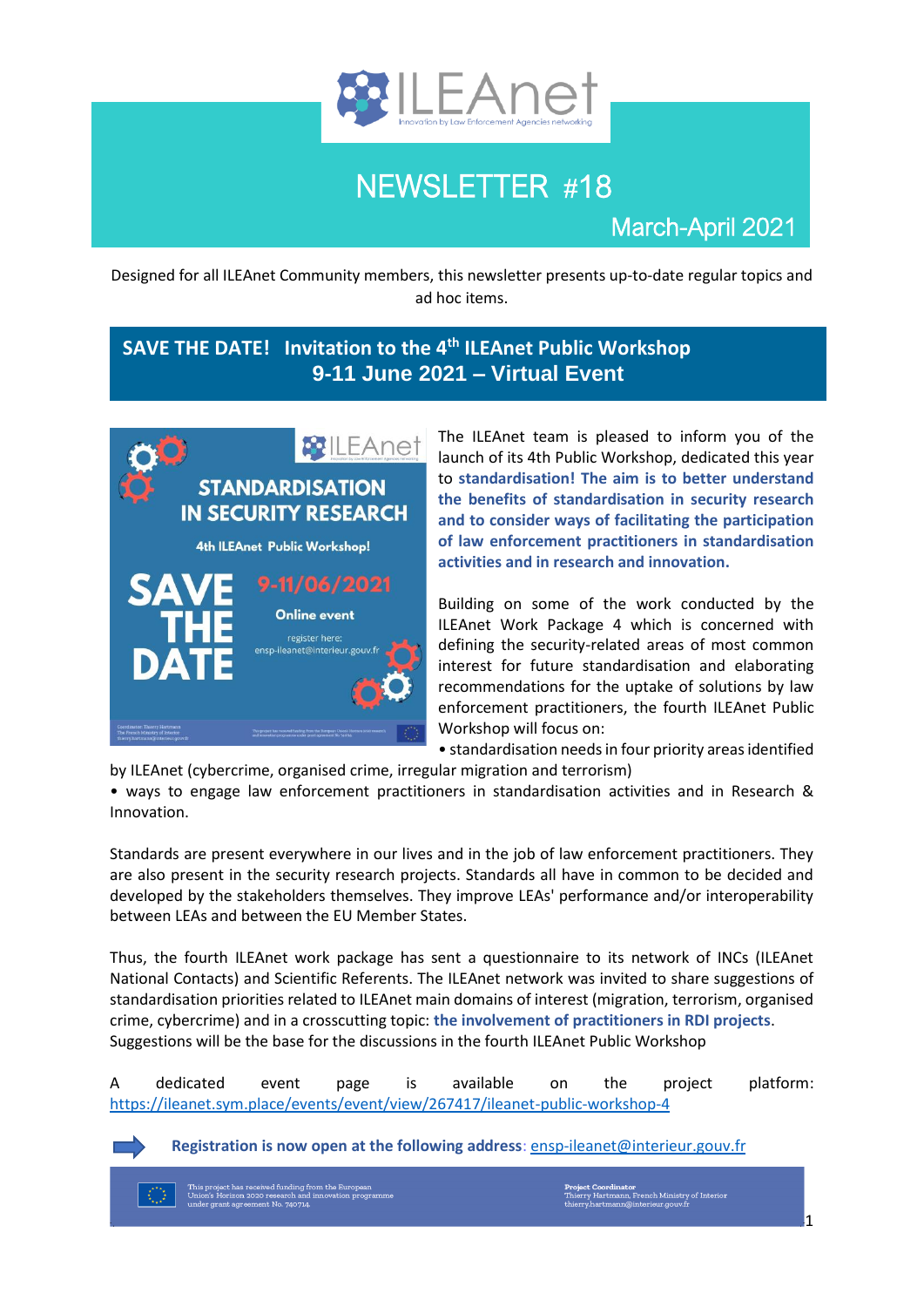# NEWSLETTER #18

## March-April 2021

Designed for all ILEAnet Community members, this newsletter presents up-to-date regular topics and ad hoc items.

## SAVE THE DATE! Invitation to the 4th ILEAnet Public Workshop 9-11 June 2021 – Virtual Event

The ILEAnet team is pleased to inform you of the launch of its 4th Public Workshop, dedicated this year to **standardisation! The aim is to better understand the benefits of standardisation in security research and to consider ways of facilitating the participation of law enforcement practitioners in standardisation activities and in research and innovation.**

Building on some of the work conducted by the ILEAnet Work Package 4 which is concerned with defining the security-related areas of most common interest for future standardisation and elaborating recommendations for the uptake of solutions by law enforcement practitioners, the fourth ILEAnet Public Workshop will focus on:

- standardisation needs in four priority areas identified by ILEAnet (cybercrime, organised crime, irregular migration and terrorism)
- ways to engage law enforcement practitioners in standardisation activities and in Research & Innovation.

Standards are present everywhere in our lives and in the job of law enforcement practitioners. They are also present in the security research projects. Standards all have in common to be decided and developed by the stakeholders themselves. They improve LEAs' performance and/or interoperability between LEAs and between the EU Member States.

Thus, the fourth ILEAnet work package has sent a questionnaire to its network of INCs (ILEAnet National Contacts) and Scientific Referents. The ILEAnet network was invited to share suggestions of standardisation priorities related to ILEAnet main domains of interest (migration, terrorism, organised crime, cybercrime) and in a crosscutting topic: **the involvement of practitioners in RDI projects**. Suggestions will be the base for the discussions in the fourth ILEAnet Public Workshop

A dedicated event page is available on the project platform: https://ileanet.sym.place/events/event/view/267417/ileanet-public-workshop-4

**Registration is now open at the following address**: ensp-ileanet@interieur.gouv.fr

This project has received funding from the European Union's Horizon 2020 research and innovation programme under grant agreement No. 740714.

Project Coordinator
Thierry Hartmann, French Ministry of Interior
thierry.hartmann@interieur.gouv.fr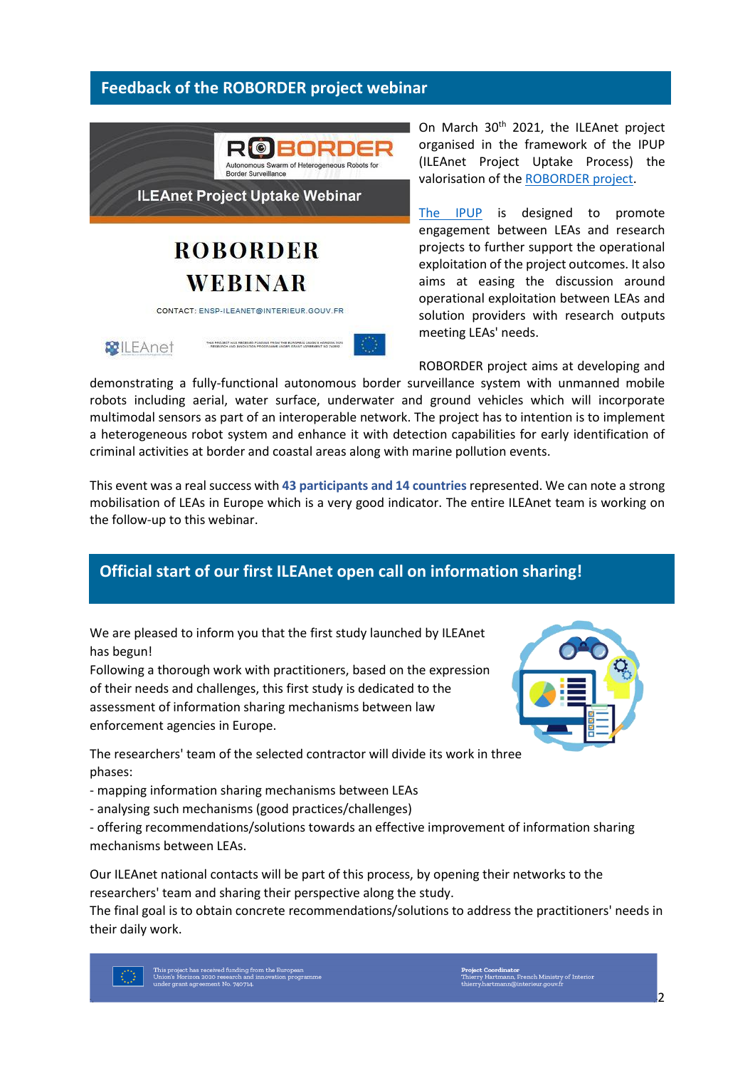## Feedback of the ROBORDER project webinar

On March 30th 2021, the ILEAnet project organised in the framework of the IPUP (ILEAnet Project Uptake Process) the valorisation of the ROBORDER project.

The IPUP is designed to promote engagement between LEAs and research projects to further support the operational exploitation of the project outcomes. It also aims at easing the discussion around operational exploitation between LEAs and solution providers with research outputs meeting LEAs' needs.

ROBORDER project aims at developing and demonstrating a fully-functional autonomous border surveillance system with unmanned mobile robots including aerial, water surface, underwater and ground vehicles which will incorporate multimodal sensors as part of an interoperable network. The project has to intention is to implement a heterogeneous robot system and enhance it with detection capabilities for early identification of criminal activities at border and coastal areas along with marine pollution events.

This event was a real success with **43 participants and 14 countries** represented. We can note a strong mobilisation of LEAs in Europe which is a very good indicator. The entire ILEAnet team is working on the follow-up to this webinar.

## Official start of our first ILEAnet open call on information sharing!

We are pleased to inform you that the first study launched by ILEAnet has begun!
Following a thorough work with practitioners, based on the expression of their needs and challenges, this first study is dedicated to the assessment of information sharing mechanisms between law enforcement agencies in Europe.

The researchers' team of the selected contractor will divide its work in three phases:
- mapping information sharing mechanisms between LEAs
- analysing such mechanisms (good practices/challenges)
- offering recommendations/solutions towards an effective improvement of information sharing mechanisms between LEAs.

Our ILEAnet national contacts will be part of this process, by opening their networks to the researchers' team and sharing their perspective along the study.
The final goal is to obtain concrete recommendations/solutions to address the practitioners' needs in their daily work.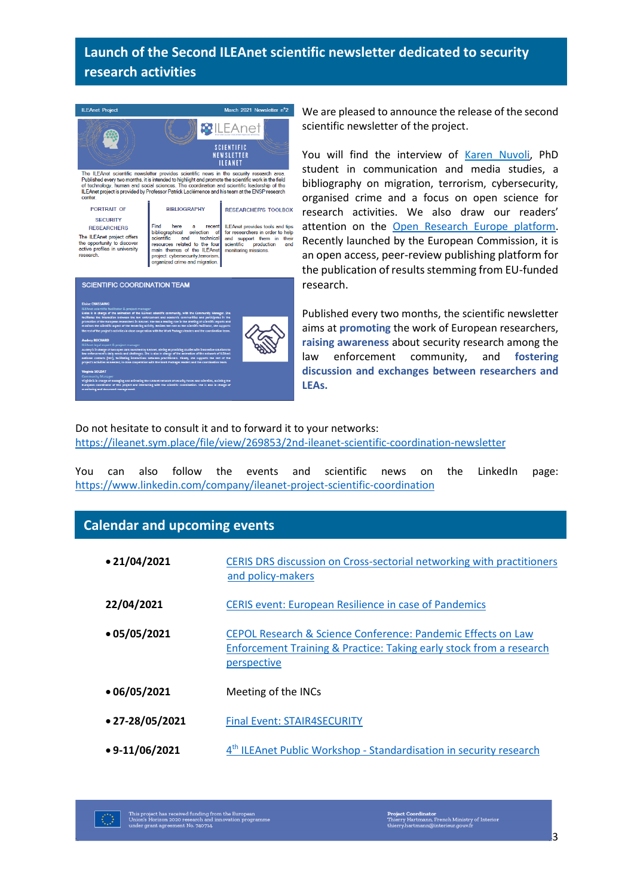## Launch of the Second ILEAnet scientific newsletter dedicated to security research activities

We are pleased to announce the release of the second scientific newsletter of the project.

You will find the interview of Karen Nuvoli, PhD student in communication and media studies, a bibliography on migration, terrorism, cybersecurity, organised crime and a focus on open science for research activities. We also draw our readers' attention on the Open Research Europe platform. Recently launched by the European Commission, it is an open access, peer-review publishing platform for the publication of results stemming from EU-funded research.

Published every two months, the scientific newsletter aims at **promoting** the work of European researchers, **raising awareness** about security research among the law enforcement community, and **fostering discussion and exchanges between researchers and LEAs.**

Do not hesitate to consult it and to forward it to your networks:
https://ileanet.sym.place/file/view/269853/2nd-ileanet-scientific-coordination-newsletter

You can also follow the events and scientific news on the LinkedIn page: https://www.linkedin.com/company/ileanet-project-scientific-coordination

## Calendar and upcoming events

| | |
|---|---|
| • **21/04/2021** | CERIS DRS discussion on Cross-sectorial networking with practitioners and policy-makers |
| **22/04/2021** | CERIS event: European Resilience in case of Pandemics |
| • **05/05/2021** | CEPOL Research & Science Conference: Pandemic Effects on Law Enforcement Training & Practice: Taking early stock from a research perspective |
| • **06/05/2021** | Meeting of the INCs |
| • **27-28/05/2021** | Final Event: STAIR4SECURITY |
| • **9-11/06/2021** | 4th ILEAnet Public Workshop - Standardisation in security research |

This project has received funding from the European Union's Horizon 2020 research and innovation programme under grant agreement No. 740714.

Project Coordinator
Thierry Hartmann, French Ministry of Interior
thierry.hartmann@interieur.gouv.fr